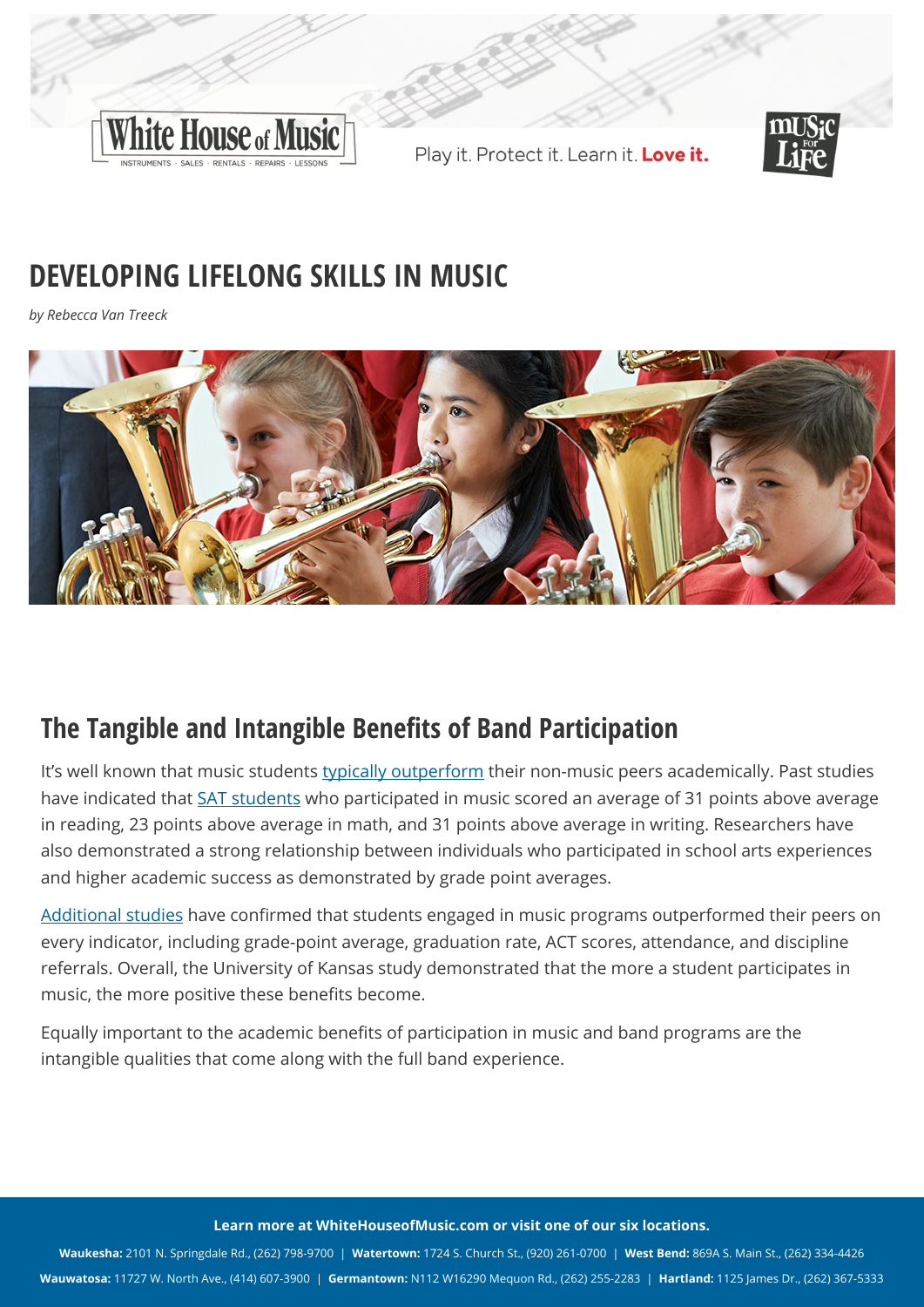# DEVELOPING LIFELONG SKILLS IN MUSIC

*by Rebecca Van Treeck*

## The Tangible and Intangible Benefits of Band Participation

It's well known that music students typically outperform their non-music peers academically. Past studies have indicated that SAT students who participated in music scored an average of 31 points above average in reading, 23 points above average in math, and 31 points above average in writing. Researchers have also demonstrated a strong relationship between individuals who participated in school arts experiences and higher academic success as demonstrated by grade point averages.

Additional studies have confirmed that students engaged in music programs outperformed their peers on every indicator, including grade-point average, graduation rate, ACT scores, attendance, and discipline referrals. Overall, the University of Kansas study demonstrated that the more a student participates in music, the more positive these benefits become.

Equally important to the academic benefits of participation in music and band programs are the intangible qualities that come along with the full band experience.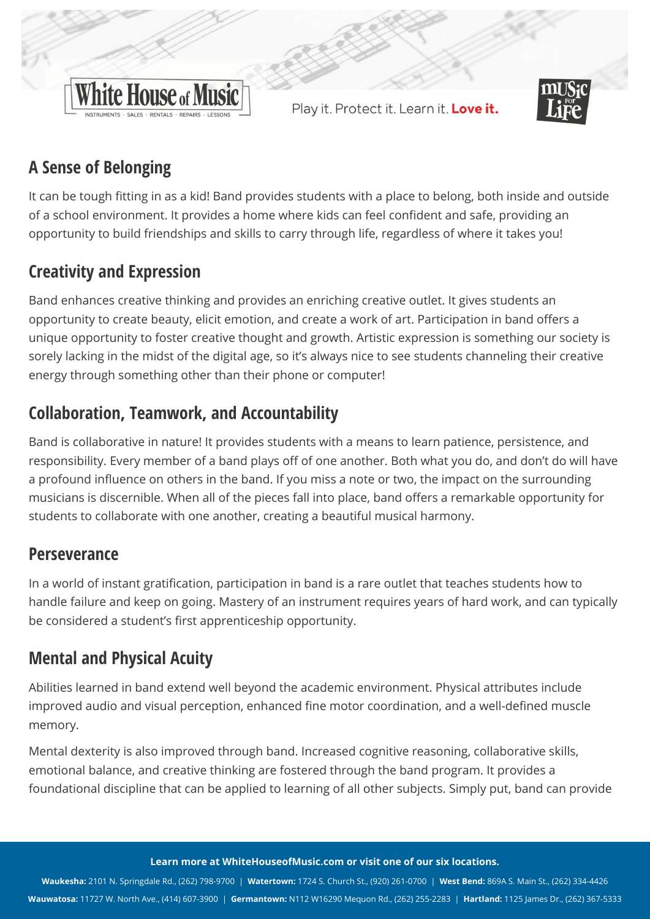## A Sense of Belonging

It can be tough fitting in as a kid! Band provides students with a place to belong, both inside and outside of a school environment. It provides a home where kids can feel confident and safe, providing an opportunity to build friendships and skills to carry through life, regardless of where it takes you!

## Creativity and Expression

Band enhances creative thinking and provides an enriching creative outlet. It gives students an opportunity to create beauty, elicit emotion, and create a work of art. Participation in band offers a unique opportunity to foster creative thought and growth. Artistic expression is something our society is sorely lacking in the midst of the digital age, so it's always nice to see students channeling their creative energy through something other than their phone or computer!

## Collaboration, Teamwork, and Accountability

Band is collaborative in nature! It provides students with a means to learn patience, persistence, and responsibility. Every member of a band plays off of one another. Both what you do, and don't do will have a profound influence on others in the band. If you miss a note or two, the impact on the surrounding musicians is discernible. When all of the pieces fall into place, band offers a remarkable opportunity for students to collaborate with one another, creating a beautiful musical harmony.

## Perseverance

In a world of instant gratification, participation in band is a rare outlet that teaches students how to handle failure and keep on going. Mastery of an instrument requires years of hard work, and can typically be considered a student's first apprenticeship opportunity.

## Mental and Physical Acuity

Abilities learned in band extend well beyond the academic environment. Physical attributes include improved audio and visual perception, enhanced fine motor coordination, and a well-defined muscle memory.

Mental dexterity is also improved through band. Increased cognitive reasoning, collaborative skills, emotional balance, and creative thinking are fostered through the band program. It provides a foundational discipline that can be applied to learning of all other subjects. Simply put, band can provide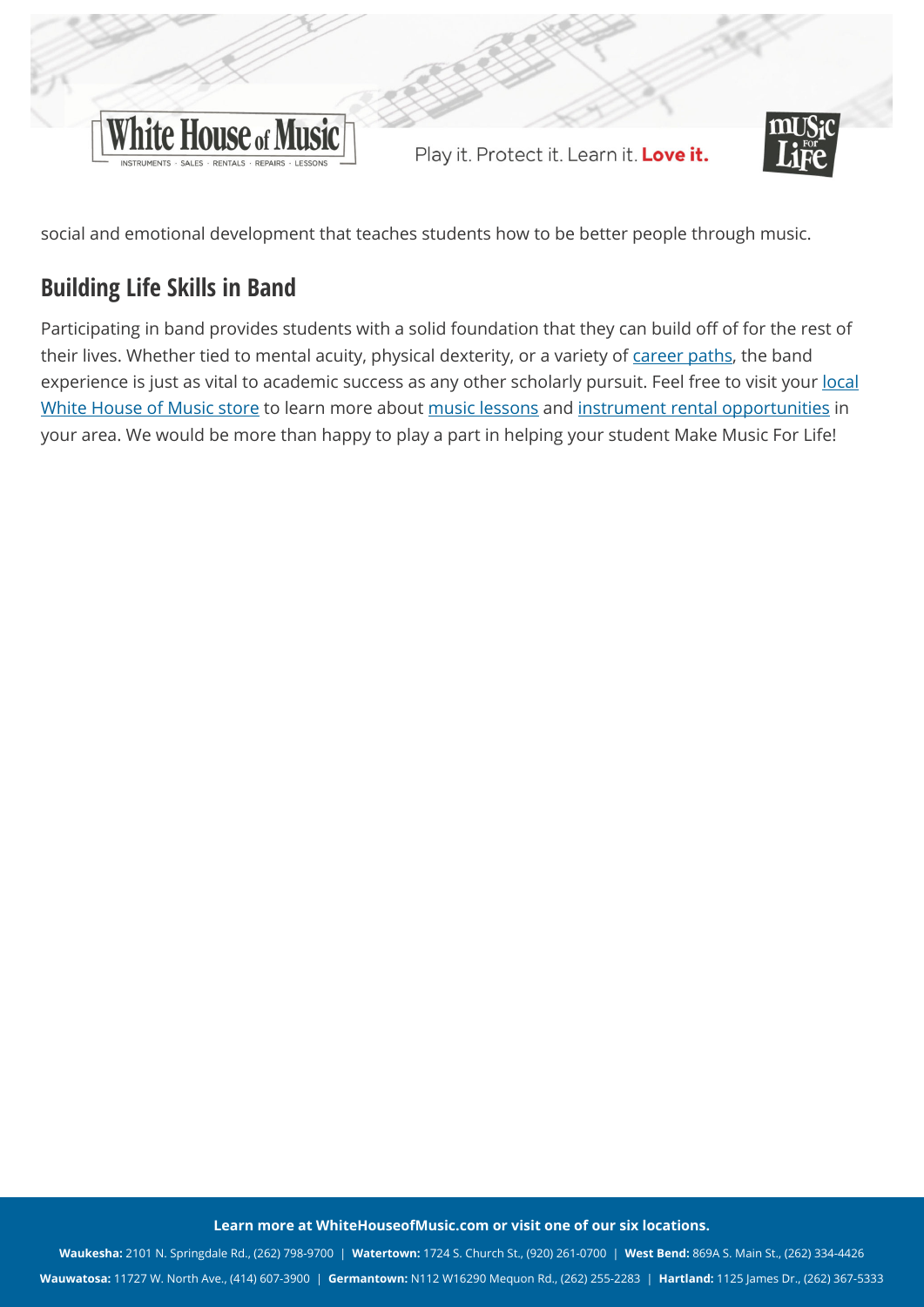social and emotional development that teaches students how to be better people through music.

## Building Life Skills in Band

Participating in band provides students with a solid foundation that they can build off of for the rest of their lives. Whether tied to mental acuity, physical dexterity, or a variety of career paths, the band experience is just as vital to academic success as any other scholarly pursuit. Feel free to visit your local White House of Music store to learn more about music lessons and instrument rental opportunities in your area. We would be more than happy to play a part in helping your student Make Music For Life!